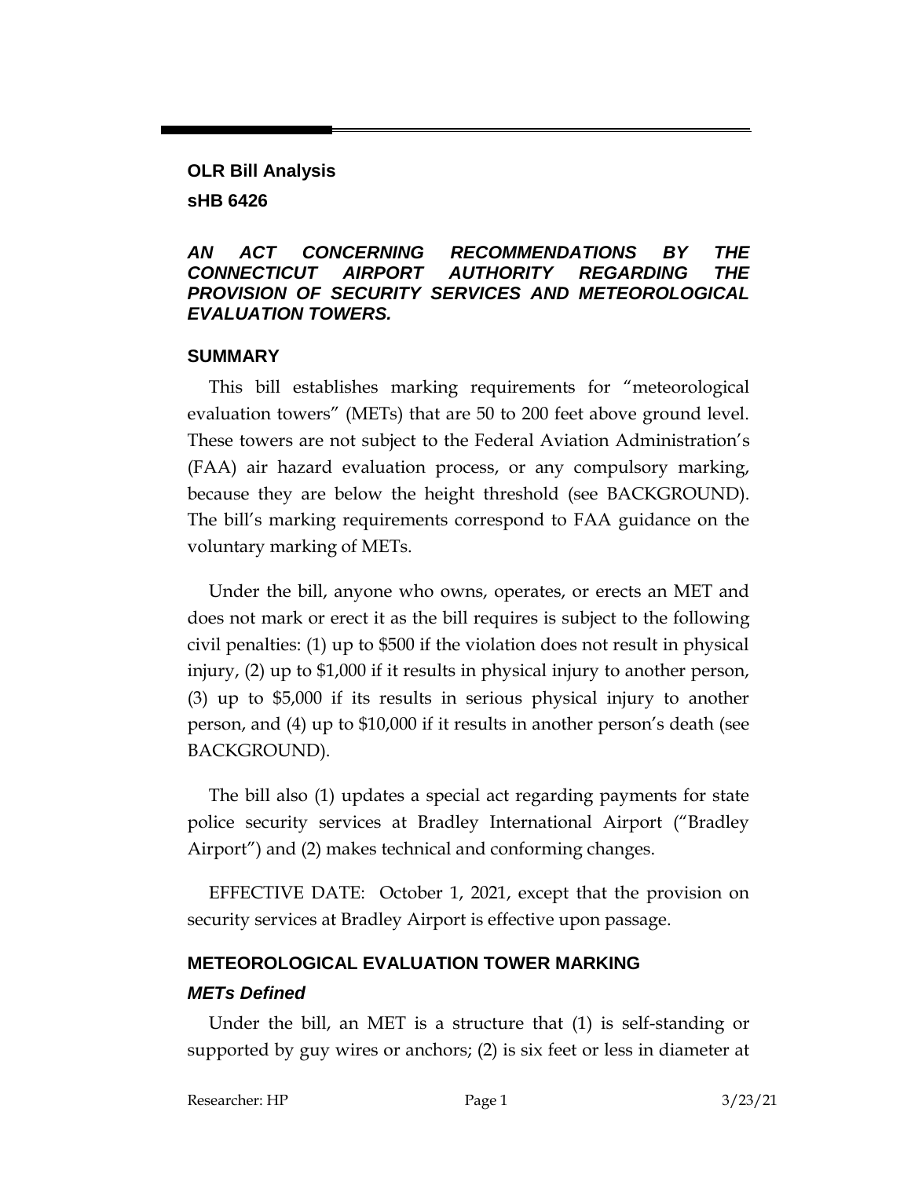**OLR Bill Analysis**

**sHB 6426**

***AN ACT CONCERNING RECOMMENDATIONS BY THE CONNECTICUT AIRPORT AUTHORITY REGARDING THE PROVISION OF SECURITY SERVICES AND METEOROLOGICAL EVALUATION TOWERS.***

## SUMMARY

This bill establishes marking requirements for "meteorological evaluation towers" (METs) that are 50 to 200 feet above ground level. These towers are not subject to the Federal Aviation Administration's (FAA) air hazard evaluation process, or any compulsory marking, because they are below the height threshold (see BACKGROUND). The bill's marking requirements correspond to FAA guidance on the voluntary marking of METs.

Under the bill, anyone who owns, operates, or erects an MET and does not mark or erect it as the bill requires is subject to the following civil penalties: (1) up to $500 if the violation does not result in physical injury, (2) up to $1,000 if it results in physical injury to another person, (3) up to $5,000 if its results in serious physical injury to another person, and (4) up to $10,000 if it results in another person's death (see BACKGROUND).

The bill also (1) updates a special act regarding payments for state police security services at Bradley International Airport ("Bradley Airport") and (2) makes technical and conforming changes.

EFFECTIVE DATE: October 1, 2021, except that the provision on security services at Bradley Airport is effective upon passage.

## METEOROLOGICAL EVALUATION TOWER MARKING

### *METs Defined*

Under the bill, an MET is a structure that (1) is self-standing or supported by guy wires or anchors; (2) is six feet or less in diameter at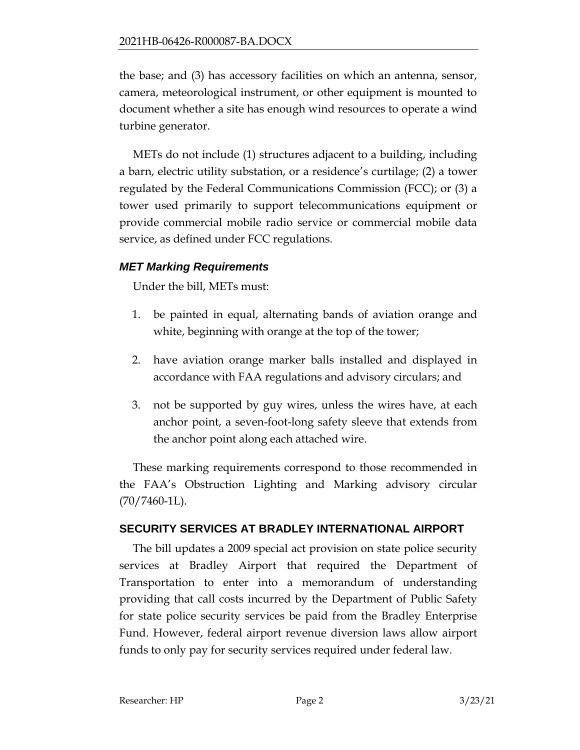the base; and (3) has accessory facilities on which an antenna, sensor, camera, meteorological instrument, or other equipment is mounted to document whether a site has enough wind resources to operate a wind turbine generator.

METs do not include (1) structures adjacent to a building, including a barn, electric utility substation, or a residence's curtilage; (2) a tower regulated by the Federal Communications Commission (FCC); or (3) a tower used primarily to support telecommunications equipment or provide commercial mobile radio service or commercial mobile data service, as defined under FCC regulations.

### *MET Marking Requirements*

Under the bill, METs must:

1. be painted in equal, alternating bands of aviation orange and white, beginning with orange at the top of the tower;
2. have aviation orange marker balls installed and displayed in accordance with FAA regulations and advisory circulars; and
3. not be supported by guy wires, unless the wires have, at each anchor point, a seven-foot-long safety sleeve that extends from the anchor point along each attached wire.

These marking requirements correspond to those recommended in the FAA's Obstruction Lighting and Marking advisory circular (70/7460-1L).

## SECURITY SERVICES AT BRADLEY INTERNATIONAL AIRPORT

The bill updates a 2009 special act provision on state police security services at Bradley Airport that required the Department of Transportation to enter into a memorandum of understanding providing that call costs incurred by the Department of Public Safety for state police security services be paid from the Bradley Enterprise Fund. However, federal airport revenue diversion laws allow airport funds to only pay for security services required under federal law.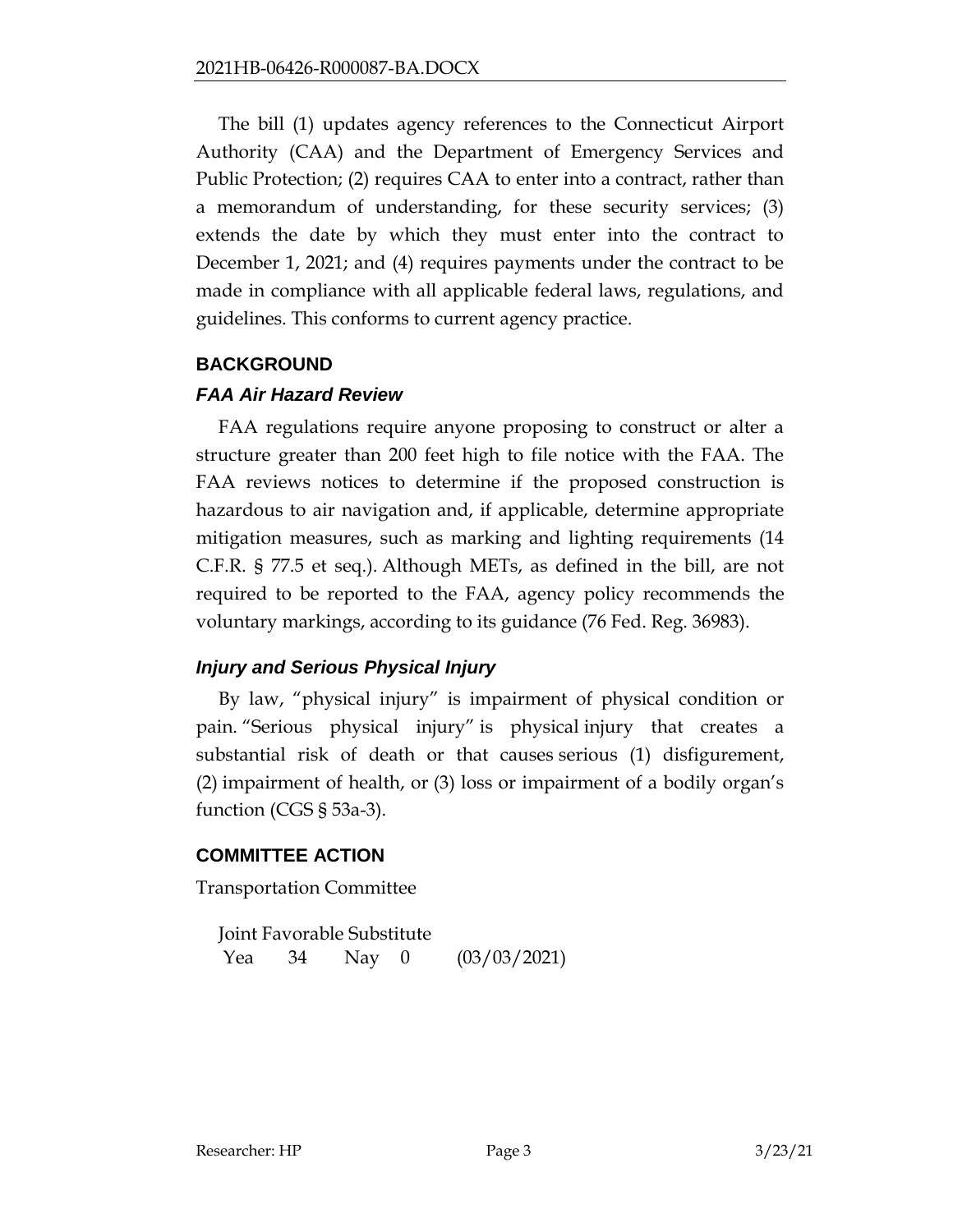The bill (1) updates agency references to the Connecticut Airport Authority (CAA) and the Department of Emergency Services and Public Protection; (2) requires CAA to enter into a contract, rather than a memorandum of understanding, for these security services; (3) extends the date by which they must enter into the contract to December 1, 2021; and (4) requires payments under the contract to be made in compliance with all applicable federal laws, regulations, and guidelines. This conforms to current agency practice.

## BACKGROUND

### *FAA Air Hazard Review*

FAA regulations require anyone proposing to construct or alter a structure greater than 200 feet high to file notice with the FAA. The FAA reviews notices to determine if the proposed construction is hazardous to air navigation and, if applicable, determine appropriate mitigation measures, such as marking and lighting requirements (14 C.F.R. § 77.5 et seq.). Although METs, as defined in the bill, are not required to be reported to the FAA, agency policy recommends the voluntary markings, according to its guidance (76 Fed. Reg. 36983).

### *Injury and Serious Physical Injury*

By law, "physical injury" is impairment of physical condition or pain. "Serious physical injury" is physical injury that creates a substantial risk of death or that causes serious (1) disfigurement, (2) impairment of health, or (3) loss or impairment of a bodily organ's function (CGS § 53a-3).

## COMMITTEE ACTION

Transportation Committee

Joint Favorable Substitute
Yea 34 Nay 0 (03/03/2021)